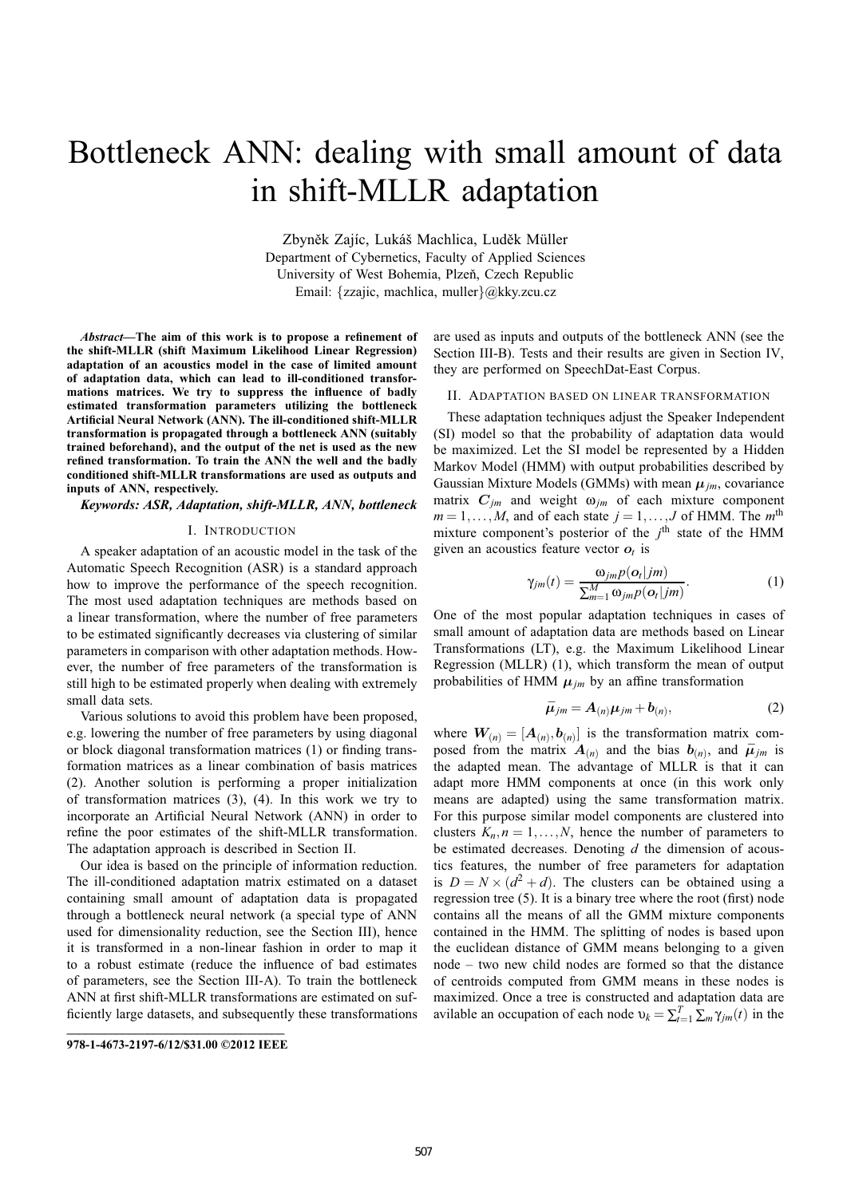# Bottleneck ANN: dealing with small amount of data in shift-MLLR adaptation

Zbyněk Zajíc, Lukáš Machlica, Luděk Müller
Department of Cybernetics, Faculty of Applied Sciences
University of West Bohemia, Plzeň, Czech Republic
Email: {zzajic, machlica, muller}@kky.zcu.cz

***Abstract*—The aim of this work is to propose a refinement of the shift-MLLR (shift Maximum Likelihood Linear Regression) adaptation of an acoustics model in the case of limited amount of adaptation data, which can lead to ill-conditioned transformations matrices. We try to suppress the influence of badly estimated transformation parameters utilizing the bottleneck Artificial Neural Network (ANN). The ill-conditioned shift-MLLR transformation is propagated through a bottleneck ANN (suitably trained beforehand), and the output of the net is used as the new refined transformation. To train the ANN the well and the badly conditioned shift-MLLR transformations are used as outputs and inputs of ANN, respectively.**

***Keywords: ASR, Adaptation, shift-MLLR, ANN, bottleneck***

## I. Introduction

A speaker adaptation of an acoustic model in the task of the Automatic Speech Recognition (ASR) is a standard approach how to improve the performance of the speech recognition. The most used adaptation techniques are methods based on a linear transformation, where the number of free parameters to be estimated significantly decreases via clustering of similar parameters in comparison with other adaptation methods. However, the number of free parameters of the transformation is still high to be estimated properly when dealing with extremely small data sets.

Various solutions to avoid this problem have been proposed, e.g. lowering the number of free parameters by using diagonal or block diagonal transformation matrices (1) or finding transformation matrices as a linear combination of basis matrices (2). Another solution is performing a proper initialization of transformation matrices (3), (4). In this work we try to incorporate an Artificial Neural Network (ANN) in order to refine the poor estimates of the shift-MLLR transformation. The adaptation approach is described in Section II.

Our idea is based on the principle of information reduction. The ill-conditioned adaptation matrix estimated on a dataset containing small amount of adaptation data is propagated through a bottleneck neural network (a special type of ANN used for dimensionality reduction, see the Section III), hence it is transformed in a non-linear fashion in order to map it to a robust estimate (reduce the influence of bad estimates of parameters, see the Section III-A). To train the bottleneck ANN at first shift-MLLR transformations are estimated on sufficiently large datasets, and subsequently these transformations are used as inputs and outputs of the bottleneck ANN (see the Section III-B). Tests and their results are given in Section IV, they are performed on SpeechDat-East Corpus.

## II. Adaptation based on linear transformation

These adaptation techniques adjust the Speaker Independent (SI) model so that the probability of adaptation data would be maximized. Let the SI model be represented by a Hidden Markov Model (HMM) with output probabilities described by Gaussian Mixture Models (GMMs) with mean $\boldsymbol{\mu}_{jm}$, covariance matrix $\boldsymbol{C}_{jm}$ and weight $\omega_{jm}$ of each mixture component $m = 1,\ldots,M$, and of each state $j = 1,\ldots,J$ of HMM. The $m^{\text{th}}$ mixture component's posterior of the $j^{\text{th}}$ state of the HMM given an acoustics feature vector $\boldsymbol{o}_t$ is

$$\gamma_{jm}(t) = \frac{\omega_{jm} p(\boldsymbol{o}_t|jm)}{\sum_{m=1}^{M} \omega_{jm} p(\boldsymbol{o}_t|jm)}. \tag{1}$$

One of the most popular adaptation techniques in cases of small amount of adaptation data are methods based on Linear Transformations (LT), e.g. the Maximum Likelihood Linear Regression (MLLR) (1), which transform the mean of output probabilities of HMM $\boldsymbol{\mu}_{jm}$ by an affine transformation

$$\bar{\boldsymbol{\mu}}_{jm} = \boldsymbol{A}_{(n)}\boldsymbol{\mu}_{jm} + \boldsymbol{b}_{(n)}, \tag{2}$$

where $\boldsymbol{W}_{(n)} = [\boldsymbol{A}_{(n)}, \boldsymbol{b}_{(n)}]$ is the transformation matrix composed from the matrix $\boldsymbol{A}_{(n)}$ and the bias $\boldsymbol{b}_{(n)}$, and $\bar{\boldsymbol{\mu}}_{jm}$ is the adapted mean. The advantage of MLLR is that it can adapt more HMM components at once (in this work only means are adapted) using the same transformation matrix. For this purpose similar model components are clustered into clusters $K_n, n = 1,\ldots,N$, hence the number of parameters to be estimated decreases. Denoting $d$ the dimension of acoustics features, the number of free parameters for adaptation is $D = N \times (d^2 + d)$. The clusters can be obtained using a regression tree (5). It is a binary tree where the root (first) node contains all the means of all the GMM mixture components contained in the HMM. The splitting of nodes is based upon the euclidean distance of GMM means belonging to a given node – two new child nodes are formed so that the distance of centroids computed from GMM means in these nodes is maximized. Once a tree is constructed and adaptation data are avilable an occupation of each node $\upsilon_k = \sum_{t=1}^{T}\sum_m \gamma_{jm}(t)$ in the

978-1-4673-2197-6/12/$31.00 ©2012 IEEE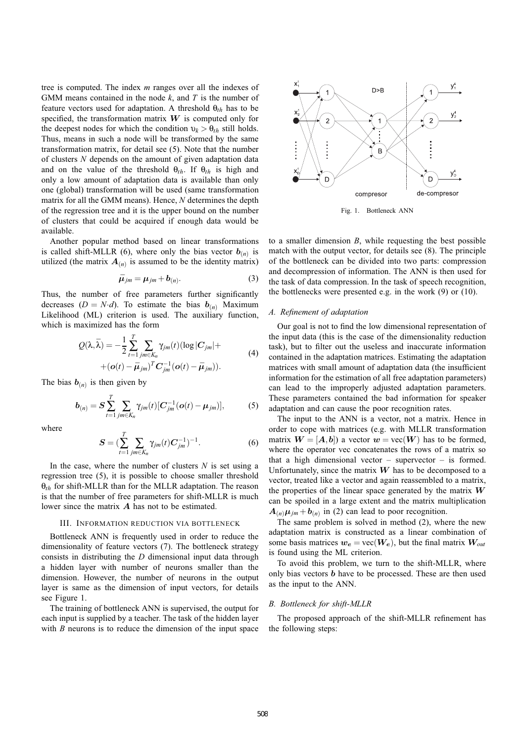tree is computed. The index $m$ ranges over all the indexes of GMM means contained in the node $k$, and $T$ is the number of feature vectors used for adaptation. A threshold $\theta_{th}$ has to be specified, the transformation matrix $\boldsymbol{W}$ is computed only for the deepest nodes for which the condition $\upsilon_k > \theta_{th}$ still holds. Thus, means in such a node will be transformed by the same transformation matrix, for detail see (5). Note that the number of clusters $N$ depends on the amount of given adaptation data and on the value of the threshold $\theta_{th}$. If $\theta_{th}$ is high and only a low amount of adaptation data is available than only one (global) transformation will be used (same transformation matrix for all the GMM means). Hence, $N$ determines the depth of the regression tree and it is the upper bound on the number of clusters that could be acquired if enough data would be available.

Another popular method based on linear transformations is called shift-MLLR (6), where only the bias vector $\boldsymbol{b}_{(n)}$ is utilized (the matrix $\boldsymbol{A}_{(n)}$ is assumed to be the identity matrix)

$$\bar{\boldsymbol{\mu}}_{jm} = \boldsymbol{\mu}_{jm} + \boldsymbol{b}_{(n)}. \tag{3}$$

Thus, the number of free parameters further significantly decreases ($D = N{\cdot}d$). To estimate the bias $\boldsymbol{b}_{(n)}$ Maximum Likelihood (ML) criterion is used. The auxiliary function, which is maximized has the form

$$\begin{aligned} Q(\lambda, \bar{\lambda}) = -\frac{1}{2}\sum_{t=1}^{T}\sum_{jm \in K_n} \gamma_{jm}(t)(\log|\boldsymbol{C}_{jm}| + \\ +(\boldsymbol{o}(t) - \bar{\boldsymbol{\mu}}_{jm})^T \boldsymbol{C}_{jm}^{-1}(\boldsymbol{o}(t) - \bar{\boldsymbol{\mu}}_{jm})). \end{aligned} \tag{4}$$

The bias $\boldsymbol{b}_{(n)}$ is then given by

$$\boldsymbol{b}_{(n)} = \boldsymbol{S}\sum_{t=1}^{T}\sum_{jm \in K_n} \gamma_{jm}(t)[\boldsymbol{C}_{jm}^{-1}(\boldsymbol{o}(t) - \boldsymbol{\mu}_{jm})], \tag{5}$$

where

$$\boldsymbol{S} = (\sum_{t=1}^{T}\sum_{jm \in K_n} \gamma_{jm}(t)\boldsymbol{C}_{jm}^{-1})^{-1}. \tag{6}$$

In the case, where the number of clusters $N$ is set using a regression tree (5), it is possible to choose smaller threshold $\theta_{th}$ for shift-MLLR than for the MLLR adaptation. The reason is that the number of free parameters for shift-MLLR is much lower since the matrix $\boldsymbol{A}$ has not to be estimated.

## III. Information reduction via bottleneck

Bottleneck ANN is frequently used in order to reduce the dimensionality of feature vectors (7). The bottleneck strategy consists in distributing the $D$ dimensional input data through a hidden layer with number of neurons smaller than the dimension. However, the number of neurons in the output layer is same as the dimension of input vectors, for details see Figure 1.

The training of bottleneck ANN is supervised, the output for each input is supplied by a teacher. The task of the hidden layer with $B$ neurons is to reduce the dimension of the input space

D>B

compresor

de-compresor

Fig. 1. Bottleneck ANN

to a smaller dimension $B$, while requesting the best possible match with the output vector, for details see (8). The principle of the bottleneck can be divided into two parts: compression and decompression of information. The ANN is then used for the task of data compression. In the task of speech recognition, the bottlenecks were presented e.g. in the work (9) or (10).

### A. Refinement of adaptation

Our goal is not to find the low dimensional representation of the input data (this is the case of the dimensionality reduction task), but to filter out the useless and inaccurate information contained in the adaptation matrices. Estimating the adaptation matrices with small amount of adaptation data (the insufficient information for the estimation of all free adaptation parameters) can lead to the improperly adjusted adaptation parameters. These parameters contained the bad information for speaker adaptation and can cause the poor recognition rates.

The input to the ANN is a vector, not a matrix. Hence in order to cope with matrices (e.g. with MLLR transformation matrix $\boldsymbol{W} = [\boldsymbol{A}, \boldsymbol{b}]$) a vector $\boldsymbol{w} = \mathrm{vec}(\boldsymbol{W})$ has to be formed, where the operator vec concatenates the rows of a matrix so that a high dimensional vector – supervector – is formed. Unfortunately, since the matrix $\boldsymbol{W}$ has to be decomposed to a vector, treated like a vector and again reassembled to a matrix, the properties of the linear space generated by the matrix $\boldsymbol{W}$ can be spoiled in a large extent and the matrix multiplication $\boldsymbol{A}_{(n)}\boldsymbol{\mu}_{jm} + \boldsymbol{b}_{(n)}$ in (2) can lead to poor recognition.

The same problem is solved in method (2), where the new adaptation matrix is constructed as a linear combination of some basis matrices $\boldsymbol{w_e} = \mathrm{vec}(\boldsymbol{W_e})$, but the final matrix $\boldsymbol{W}_{out}$ is found using the ML criterion.

To avoid this problem, we turn to the shift-MLLR, where only bias vectors $\boldsymbol{b}$ have to be processed. These are then used as the input to the ANN.

### B. Bottleneck for shift-MLLR

The proposed approach of the shift-MLLR refinement has the following steps: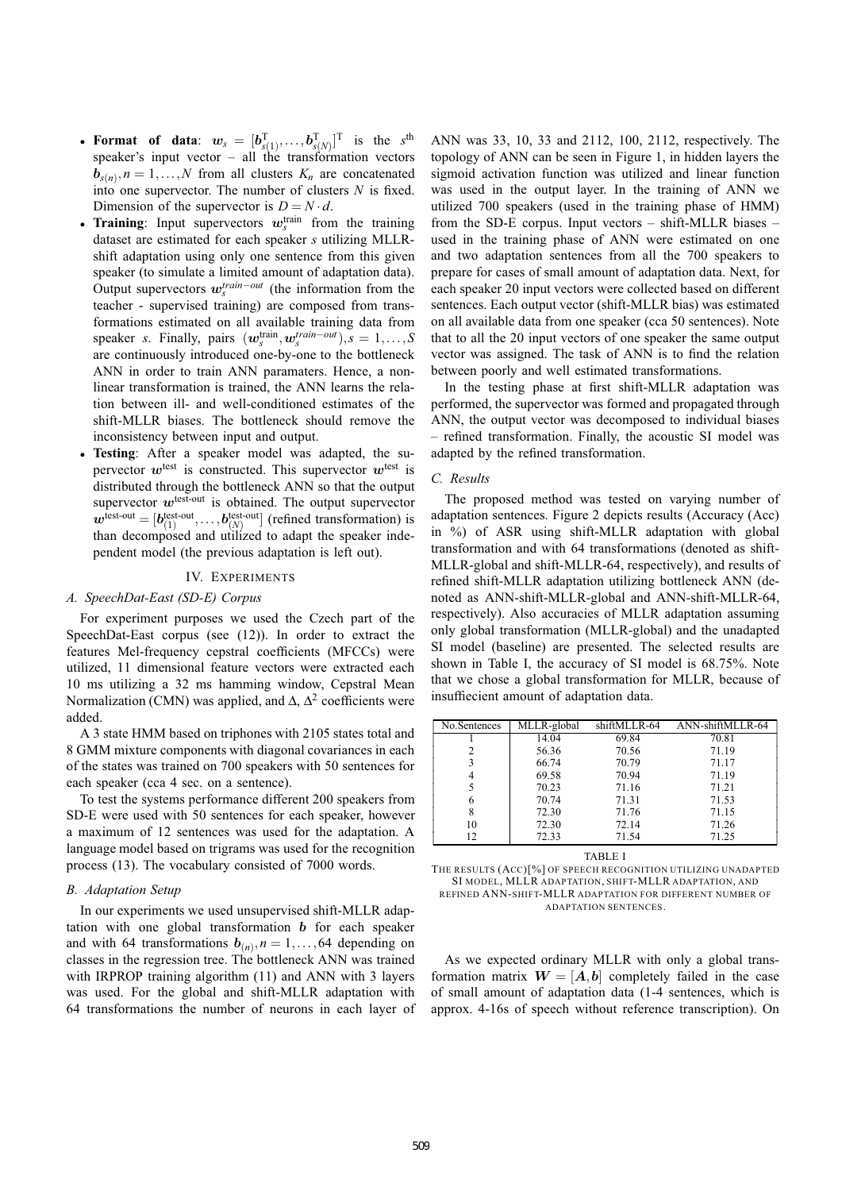- **Format of data**: $\boldsymbol{w}_s = [\boldsymbol{b}_{s(1)}^{\mathrm{T}}, \ldots, \boldsymbol{b}_{s(N)}^{\mathrm{T}}]^{\mathrm{T}}$ is the $s^{\text{th}}$ speaker's input vector – all the transformation vectors $\boldsymbol{b}_{s(n)}, n = 1, \ldots, N$ from all clusters $K_n$ are concatenated into one supervector. The number of clusters $N$ is fixed. Dimension of the supervector is $D = N \cdot d$.
- **Training**: Input supervectors $\boldsymbol{w}_s^{\text{train}}$ from the training dataset are estimated for each speaker $s$ utilizing MLLR-shift adaptation using only one sentence from this given speaker (to simulate a limited amount of adaptation data). Output supervectors $\boldsymbol{w}_s^{train-out}$ (the information from the teacher - supervised training) are composed from transformations estimated on all available training data from speaker $s$. Finally, pairs $(\boldsymbol{w}_s^{\text{train}}, \boldsymbol{w}_s^{train-out}), s = 1, \ldots, S$ are continuously introduced one-by-one to the bottleneck ANN in order to train ANN paramaters. Hence, a non-linear transformation is trained, the ANN learns the relation between ill- and well-conditioned estimates of the shift-MLLR biases. The bottleneck should remove the inconsistency between input and output.
- **Testing**: After a speaker model was adapted, the supervector $\boldsymbol{w}^{\text{test}}$ is constructed. This supervector $\boldsymbol{w}^{\text{test}}$ is distributed through the bottleneck ANN so that the output supervector $\boldsymbol{w}^{\text{test-out}}$ is obtained. The output supervector $\boldsymbol{w}^{\text{test-out}} = [\boldsymbol{b}_{(1)}^{\text{test-out}}, \ldots, \boldsymbol{b}_{(N)}^{\text{test-out}}]$ (refined transformation) is than decomposed and utilized to adapt the speaker independent model (the previous adaptation is left out).

## IV. Experiments

### A. SpeechDat-East (SD-E) Corpus

For experiment purposes we used the Czech part of the SpeechDat-East corpus (see (12)). In order to extract the features Mel-frequency cepstral coefficients (MFCCs) were utilized, 11 dimensional feature vectors were extracted each 10 ms utilizing a 32 ms hamming window, Cepstral Mean Normalization (CMN) was applied, and $\Delta$, $\Delta^2$ coefficients were added.

A 3 state HMM based on triphones with 2105 states total and 8 GMM mixture components with diagonal covariances in each of the states was trained on 700 speakers with 50 sentences for each speaker (cca 4 sec. on a sentence).

To test the systems performance different 200 speakers from SD-E were used with 50 sentences for each speaker, however a maximum of 12 sentences was used for the adaptation. A language model based on trigrams was used for the recognition process (13). The vocabulary consisted of 7000 words.

### B. Adaptation Setup

In our experiments we used unsupervised shift-MLLR adaptation with one global transformation $\boldsymbol{b}$ for each speaker and with 64 transformations $\boldsymbol{b}_{(n)}, n = 1, \ldots, 64$ depending on classes in the regression tree. The bottleneck ANN was trained with IRPROP training algorithm (11) and ANN with 3 layers was used. For the global and shift-MLLR adaptation with 64 transformations the number of neurons in each layer of ANN was 33, 10, 33 and 2112, 100, 2112, respectively. The topology of ANN can be seen in Figure 1, in hidden layers the sigmoid activation function was utilized and linear function was used in the output layer. In the training of ANN we utilized 700 speakers (used in the training phase of HMM) from the SD-E corpus. Input vectors – shift-MLLR biases – used in the training phase of ANN were estimated on one and two adaptation sentences from all the 700 speakers to prepare for cases of small amount of adaptation data. Next, for each speaker 20 input vectors were collected based on different sentences. Each output vector (shift-MLLR bias) was estimated on all available data from one speaker (cca 50 sentences). Note that to all the 20 input vectors of one speaker the same output vector was assigned. The task of ANN is to find the relation between poorly and well estimated transformations.

In the testing phase at first shift-MLLR adaptation was performed, the supervector was formed and propagated through ANN, the output vector was decomposed to individual biases – refined transformation. Finally, the acoustic SI model was adapted by the refined transformation.

### C. Results

The proposed method was tested on varying number of adaptation sentences. Figure 2 depicts results (Accuracy (Acc) in %) of ASR using shift-MLLR adaptation with global transformation and with 64 transformations (denoted as shift-MLLR-global and shift-MLLR-64, respectively), and results of refined shift-MLLR adaptation utilizing bottleneck ANN (denoted as ANN-shift-MLLR-global and ANN-shift-MLLR-64, respectively). Also accuracies of MLLR adaptation assuming only global transformation (MLLR-global) and the unadapted SI model (baseline) are presented. The selected results are shown in Table I, the accuracy of SI model is 68.75%. Note that we chose a global transformation for MLLR, because of insuffiecient amount of adaptation data.

| No.Sentences | MLLR-global | shiftMLLR-64 | ANN-shiftMLLR-64 |
|---|---|---|---|
| 1 | 14.04 | 69.84 | 70.81 |
| 2 | 56.36 | 70.56 | 71.19 |
| 3 | 66.74 | 70.79 | 71.17 |
| 4 | 69.58 | 70.94 | 71.19 |
| 5 | 70.23 | 71.16 | 71.21 |
| 6 | 70.74 | 71.31 | 71.53 |
| 8 | 72.30 | 71.76 | 71.15 |
| 10 | 72.30 | 72.14 | 71.26 |
| 12 | 72.33 | 71.54 | 71.25 |

TABLE I

The results (Acc)[%] of speech recognition utilizing unadapted SI model, MLLR adaptation, shift-MLLR adaptation, and refined ANN-shift-MLLR adaptation for different number of adaptation sentences.

As we expected ordinary MLLR with only a global transformation matrix $\boldsymbol{W} = [\boldsymbol{A}, \boldsymbol{b}]$ completely failed in the case of small amount of adaptation data (1-4 sentences, which is approx. 4-16s of speech without reference transcription). On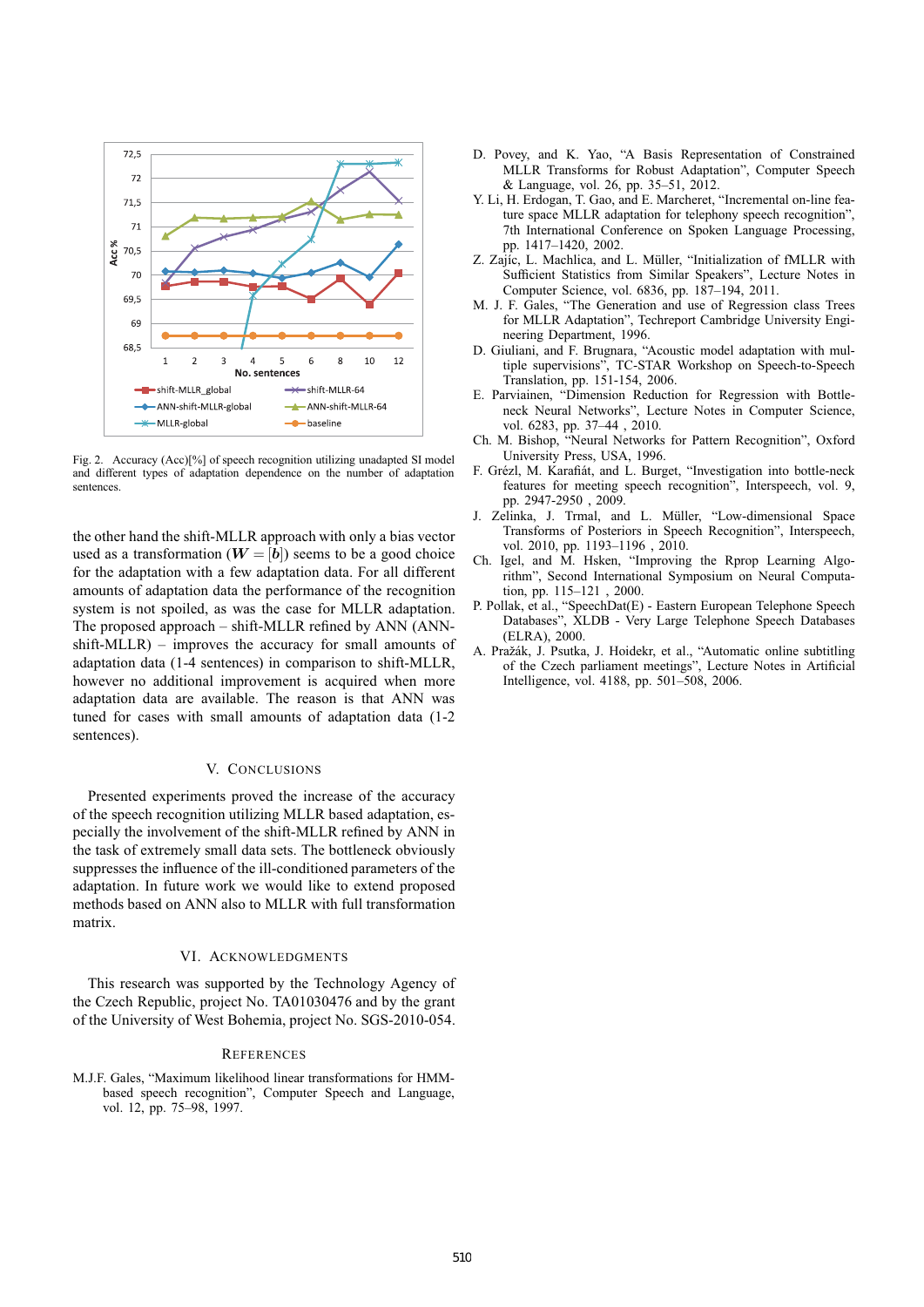72,5
72
71,5
71
70,5
70
69,5
69
68,5

Acc %

1 2 3 4 5 6 8 10 12

No. sentences

shift-MLLR_global
shift-MLLR-64
ANN-shift-MLLR-global
ANN-shift-MLLR-64
MLLR-global
baseline

Fig. 2. Accuracy (Acc)[%] of speech recognition utilizing unadapted SI model and different types of adaptation dependence on the number of adaptation sentences.

the other hand the shift-MLLR approach with only a bias vector used as a transformation ($\boldsymbol{W} = [\boldsymbol{b}]$) seems to be a good choice for the adaptation with a few adaptation data. For all different amounts of adaptation data the performance of the recognition system is not spoiled, as was the case for MLLR adaptation. The proposed approach – shift-MLLR refined by ANN (ANN-shift-MLLR) – improves the accuracy for small amounts of adaptation data (1-4 sentences) in comparison to shift-MLLR, however no additional improvement is acquired when more adaptation data are available. The reason is that ANN was tuned for cases with small amounts of adaptation data (1-2 sentences).

## V. Conclusions

Presented experiments proved the increase of the accuracy of the speech recognition utilizing MLLR based adaptation, especially the involvement of the shift-MLLR refined by ANN in the task of extremely small data sets. The bottleneck obviously suppresses the influence of the ill-conditioned parameters of the adaptation. In future work we would like to extend proposed methods based on ANN also to MLLR with full transformation matrix.

## VI. Acknowledgments

This research was supported by the Technology Agency of the Czech Republic, project No. TA01030476 and by the grant of the University of West Bohemia, project No. SGS-2010-054.

## References

M.J.F. Gales, "Maximum likelihood linear transformations for HMM-based speech recognition", Computer Speech and Language, vol. 12, pp. 75–98, 1997.

D. Povey, and K. Yao, "A Basis Representation of Constrained MLLR Transforms for Robust Adaptation", Computer Speech & Language, vol. 26, pp. 35–51, 2012.

Y. Li, H. Erdogan, T. Gao, and E. Marcheret, "Incremental on-line feature space MLLR adaptation for telephony speech recognition", 7th International Conference on Spoken Language Processing, pp. 1417–1420, 2002.

Z. Zajíc, L. Machlica, and L. Müller, "Initialization of fMLLR with Sufficient Statistics from Similar Speakers", Lecture Notes in Computer Science, vol. 6836, pp. 187–194, 2011.

M. J. F. Gales, "The Generation and use of Regression class Trees for MLLR Adaptation", Techreport Cambridge University Engineering Department, 1996.

D. Giuliani, and F. Brugnara, "Acoustic model adaptation with multiple supervisions", TC-STAR Workshop on Speech-to-Speech Translation, pp. 151-154, 2006.

E. Parviainen, "Dimension Reduction for Regression with Bottleneck Neural Networks", Lecture Notes in Computer Science, vol. 6283, pp. 37–44 , 2010.

Ch. M. Bishop, "Neural Networks for Pattern Recognition", Oxford University Press, USA, 1996.

F. Grézl, M. Karafiát, and L. Burget, "Investigation into bottle-neck features for meeting speech recognition", Interspeech, vol. 9, pp. 2947-2950 , 2009.

J. Zelinka, J. Trmal, and L. Müller, "Low-dimensional Space Transforms of Posteriors in Speech Recognition", Interspeech, vol. 2010, pp. 1193–1196 , 2010.

Ch. Igel, and M. Hsken, "Improving the Rprop Learning Algorithm", Second International Symposium on Neural Computation, pp. 115–121 , 2000.

P. Pollak, et al., "SpeechDat(E) - Eastern European Telephone Speech Databases", XLDB - Very Large Telephone Speech Databases (ELRA), 2000.

A. Pražák, J. Psutka, J. Hoidekr, et al., "Automatic online subtitling of the Czech parliament meetings", Lecture Notes in Artificial Intelligence, vol. 4188, pp. 501–508, 2006.